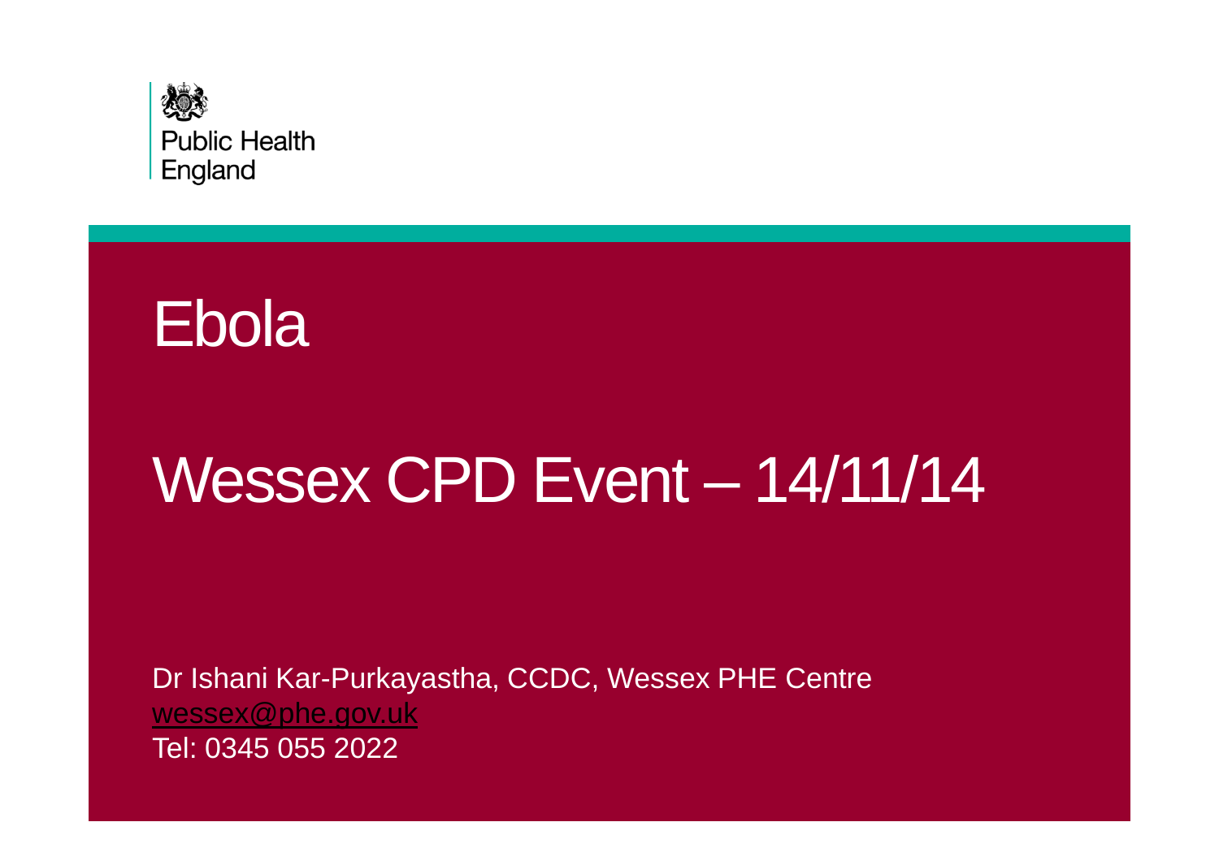Public Health England

# Ebola

## Wessex CPD Event – 14/11/14

Dr Ishani Kar-Purkayastha, CCDC, Wessex PHE Centre
wessex@phe.gov.uk
Tel: 0345 055 2022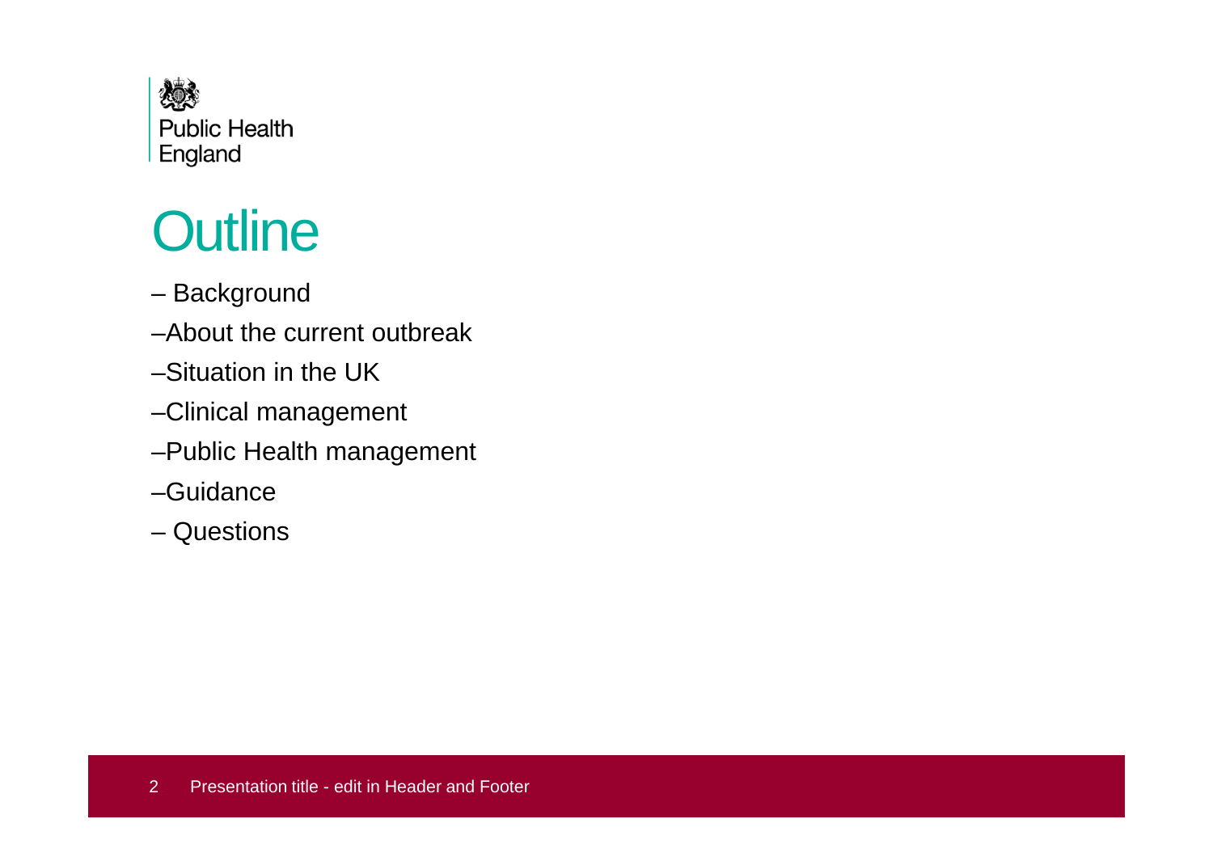# Outline

- Background
- About the current outbreak
- Situation in the UK
- Clinical management
- Public Health management
- Guidance
- Questions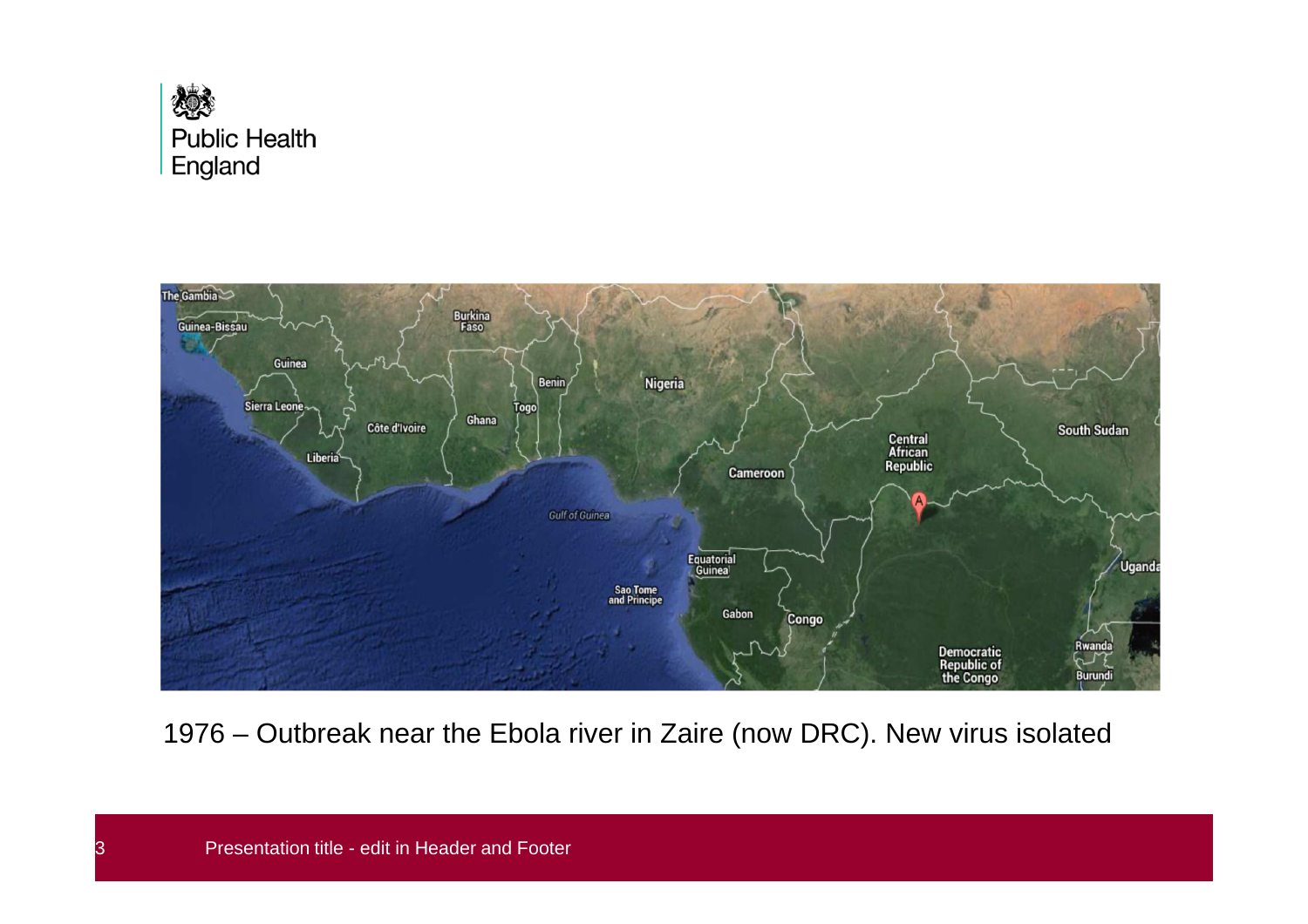1976 – Outbreak near the Ebola river in Zaire (now DRC). New virus isolated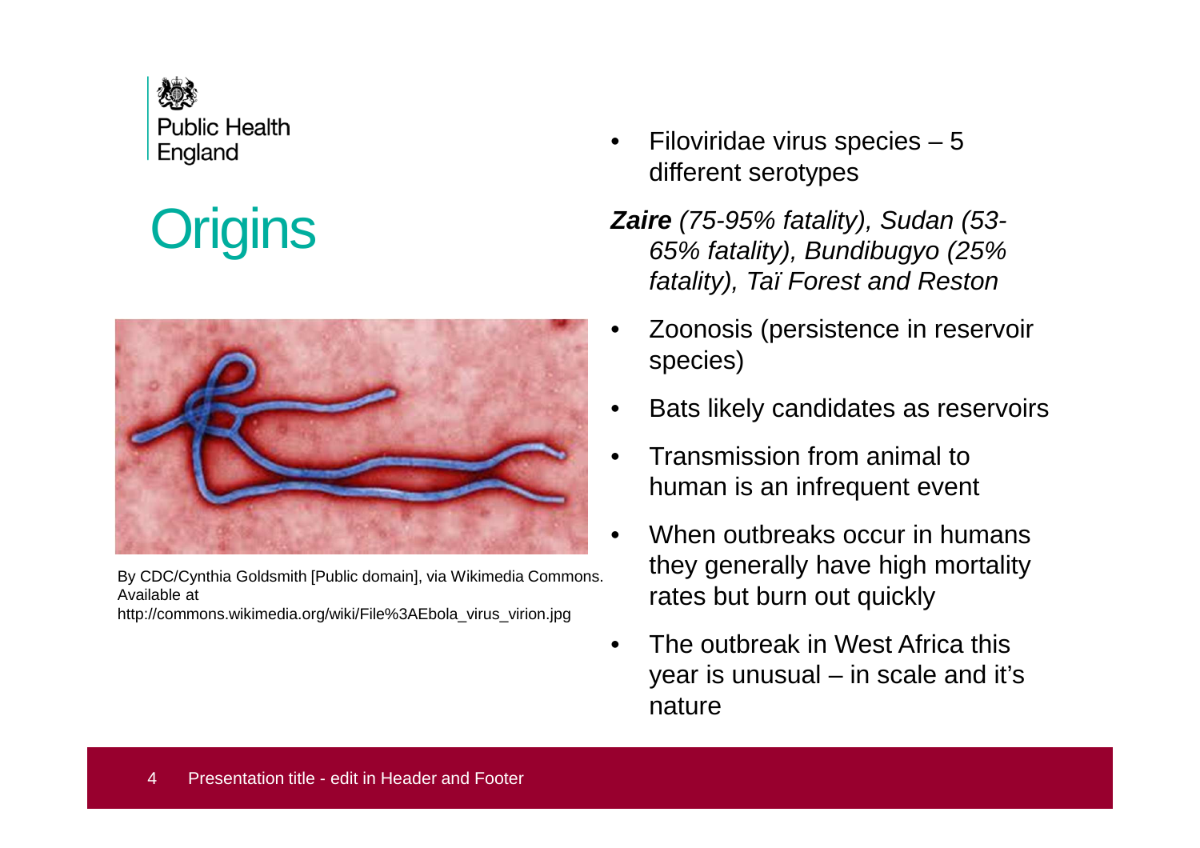Public Health England

# Origins

By CDC/Cynthia Goldsmith [Public domain], via Wikimedia Commons. Available at http://commons.wikimedia.org/wiki/File%3AEbola_virus_virion.jpg

- Filoviridae virus species – 5 different serotypes

***Zaire*** *(75-95% fatality), Sudan (53-65% fatality), Bundibugyo (25% fatality), Taï Forest and Reston*

- Zoonosis (persistence in reservoir species)
- Bats likely candidates as reservoirs
- Transmission from animal to human is an infrequent event
- When outbreaks occur in humans they generally have high mortality rates but burn out quickly
- The outbreak in West Africa this year is unusual – in scale and it's nature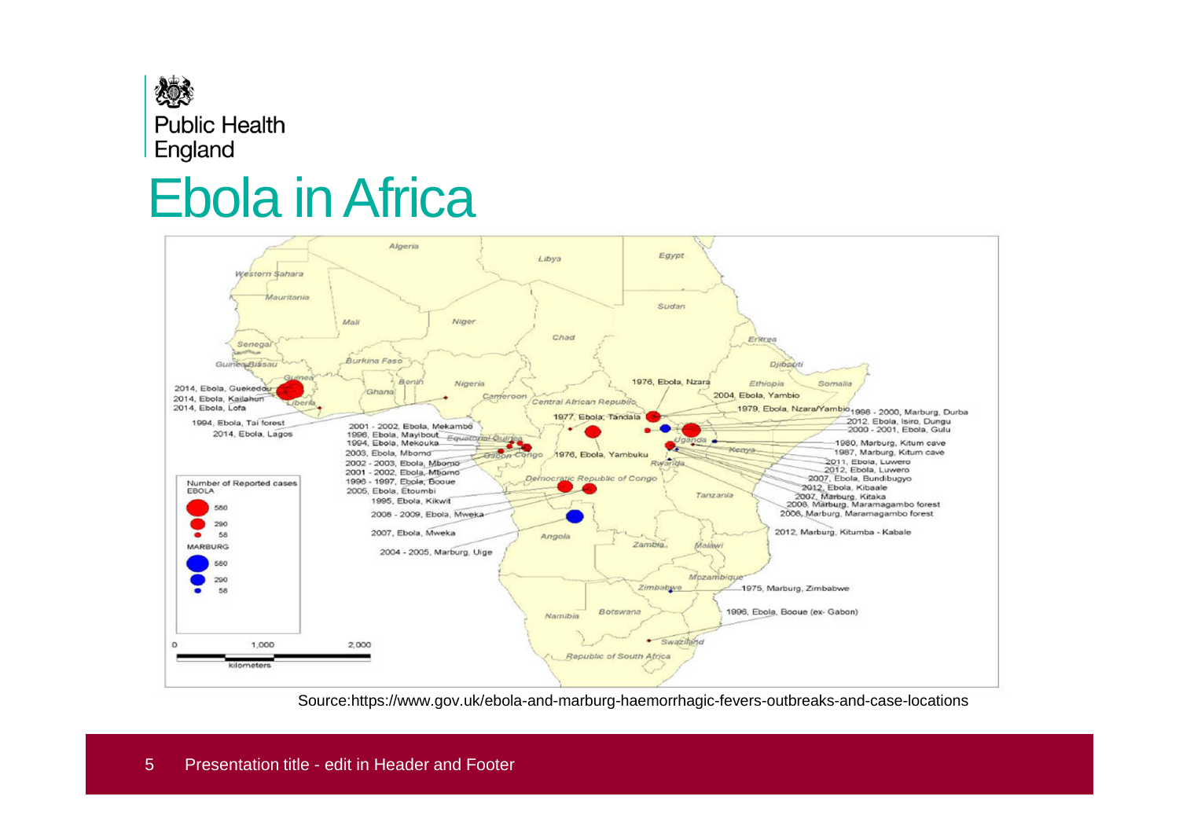# Ebola in Africa

Source:https://www.gov.uk/ebola-and-marburg-haemorrhagic-fevers-outbreaks-and-case-locations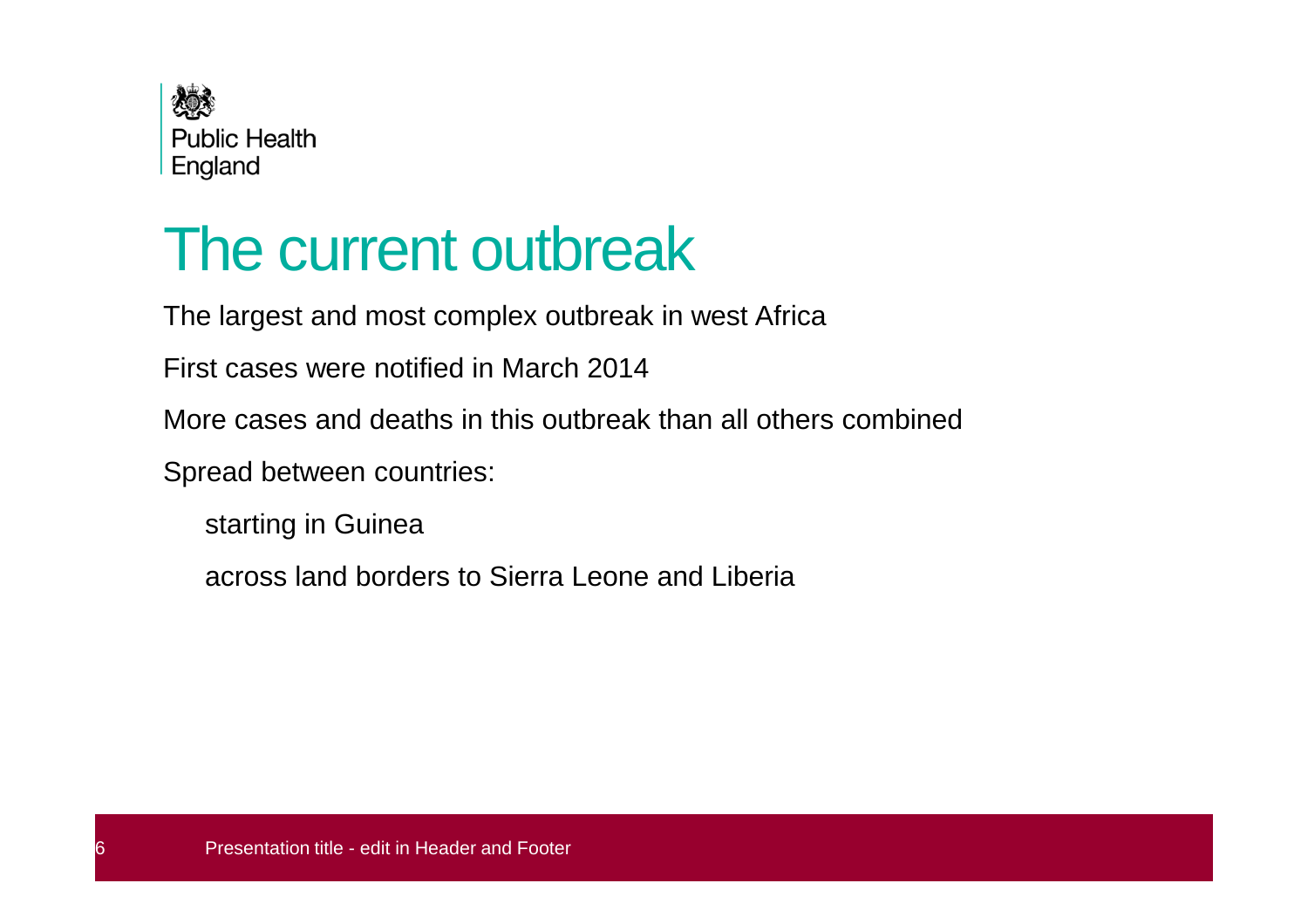# The current outbreak

The largest and most complex outbreak in west Africa

First cases were notified in March 2014

More cases and deaths in this outbreak than all others combined

Spread between countries:

- starting in Guinea
- across land borders to Sierra Leone and Liberia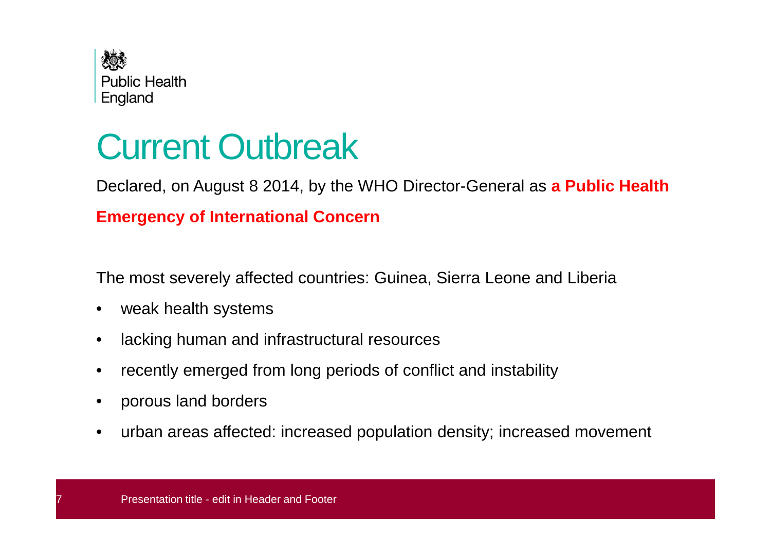# Current Outbreak

Declared, on August 8 2014, by the WHO Director-General as **a Public Health Emergency of International Concern**

The most severely affected countries: Guinea, Sierra Leone and Liberia

- weak health systems
- lacking human and infrastructural resources
- recently emerged from long periods of conflict and instability
- porous land borders
- urban areas affected: increased population density; increased movement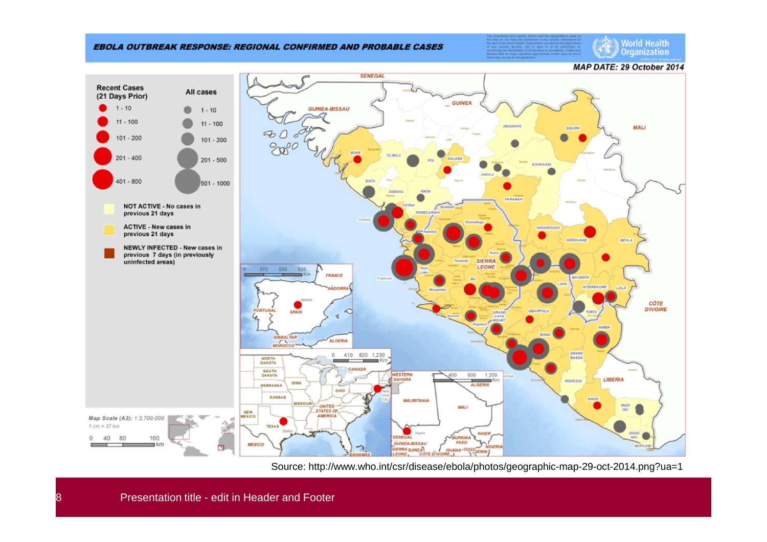**EBOLA OUTBREAK RESPONSE: REGIONAL CONFIRMED AND PROBABLE CASES**

World Health Organization

**MAP DATE: 29 October 2014**

| Recent Cases (21 Days Prior) | All cases |
|---|---|
| 1 - 10 | 1 - 10 |
| 11 - 100 | 11 - 100 |
| 101 - 200 | 101 - 200 |
| 201 - 400 | 201 - 500 |
| 401 - 800 | 501 - 1000 |

- **NOT ACTIVE** - No cases in previous 21 days
- **ACTIVE** - New cases in previous 21 days
- **NEWLY INFECTED** - New cases in previous 7 days (in previously uninfected areas)

*Map Scale (A3): 1:3,700,000*
*1 cm = 37 km*

Source: http://www.who.int/csr/disease/ebola/photos/geographic-map-29-oct-2014.png?ua=1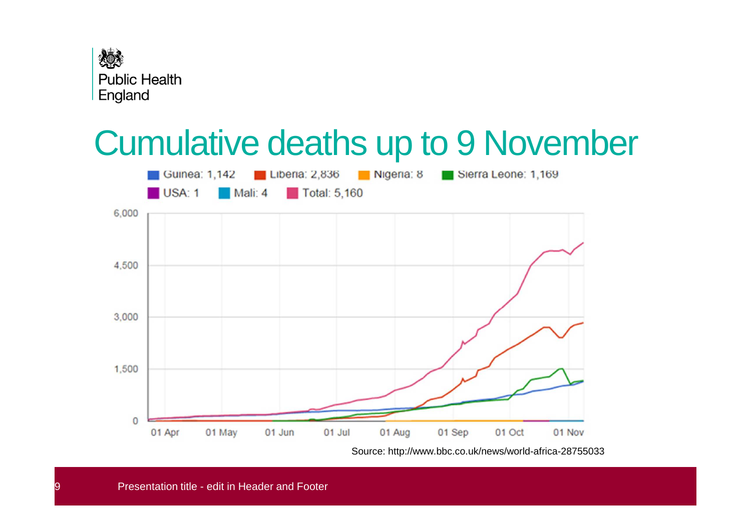# Cumulative deaths up to 9 November

Guinea: 1,142 | Liberia: 2,836 | Nigeria: 8 | Sierra Leone: 1,169 | USA: 1 | Mali: 4 | Total: 5,160

Source: http://www.bbc.co.uk/news/world-africa-28755033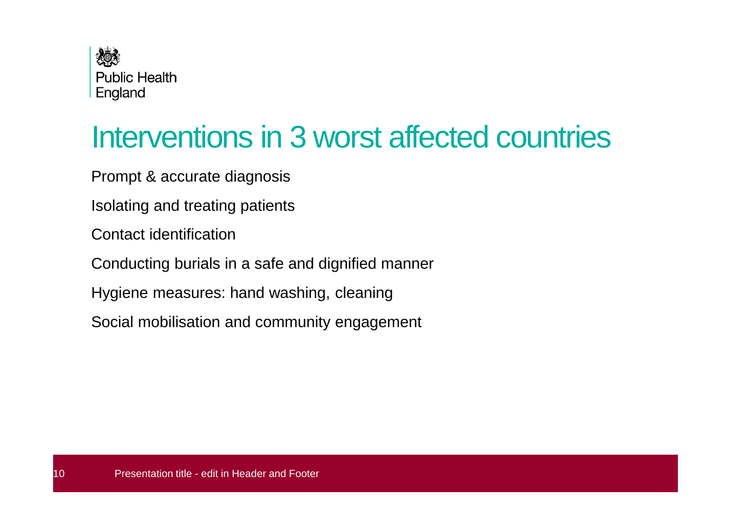# Interventions in 3 worst affected countries

Prompt & accurate diagnosis

Isolating and treating patients

Contact identification

Conducting burials in a safe and dignified manner

Hygiene measures: hand washing, cleaning

Social mobilisation and community engagement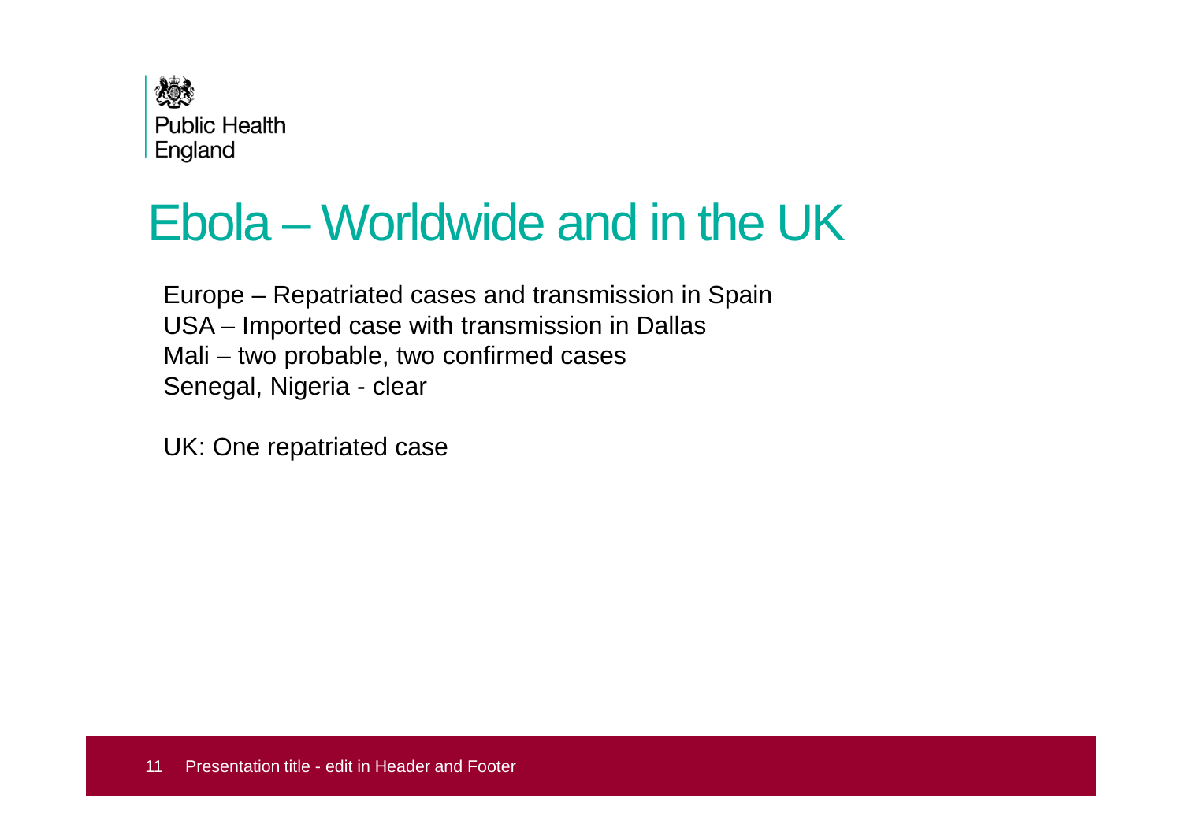# Ebola – Worldwide and in the UK

Europe – Repatriated cases and transmission in Spain
USA – Imported case with transmission in Dallas
Mali – two probable, two confirmed cases
Senegal, Nigeria - clear

UK: One repatriated case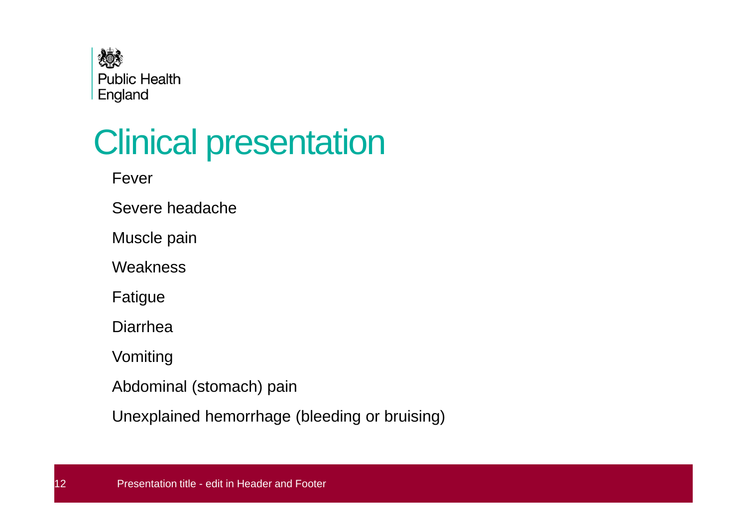# Clinical presentation

Fever

Severe headache

Muscle pain

Weakness

Fatigue

Diarrhea

Vomiting

Abdominal (stomach) pain

Unexplained hemorrhage (bleeding or bruising)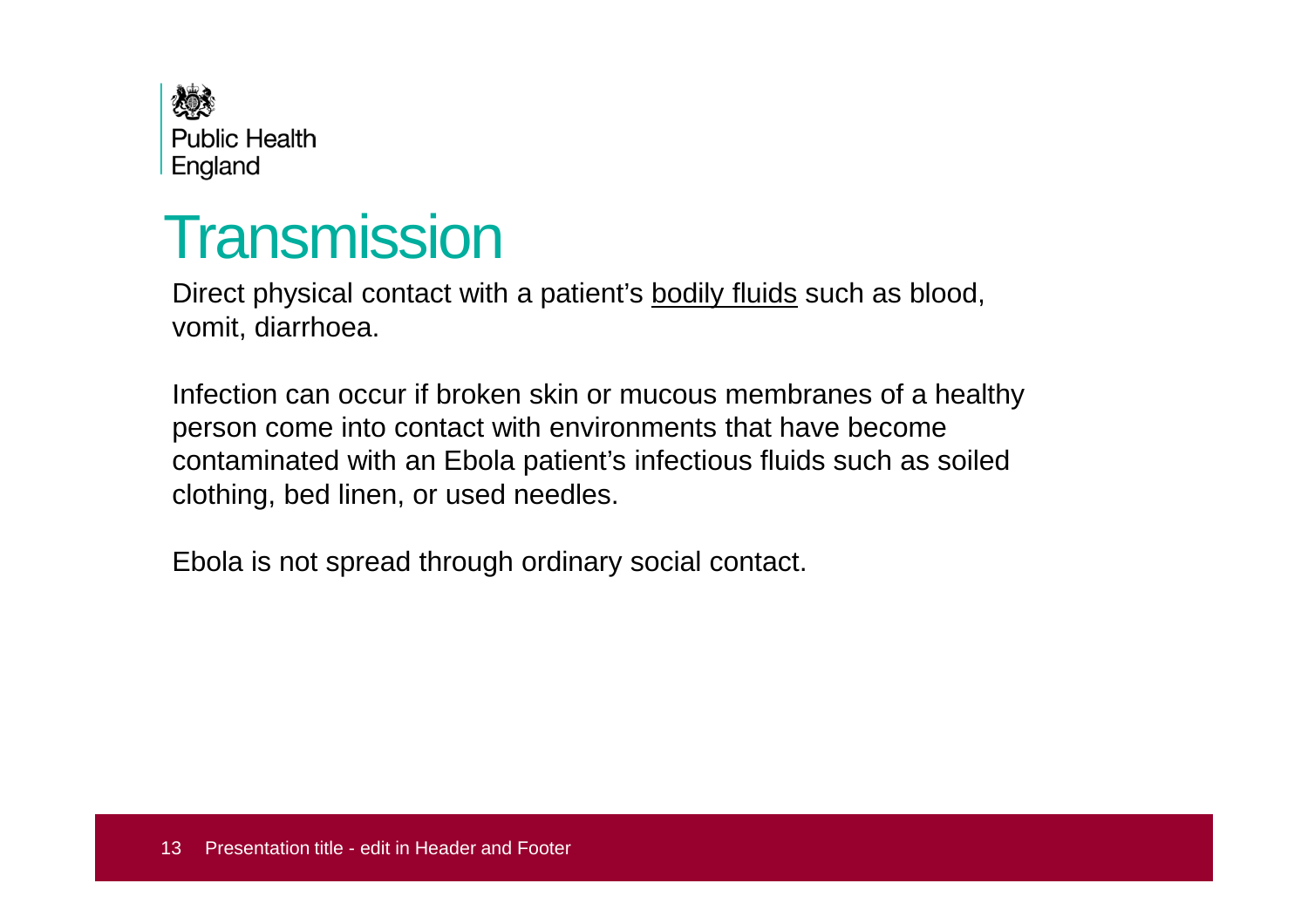# Transmission

Direct physical contact with a patient's bodily fluids such as blood, vomit, diarrhoea.

Infection can occur if broken skin or mucous membranes of a healthy person come into contact with environments that have become contaminated with an Ebola patient's infectious fluids such as soiled clothing, bed linen, or used needles.

Ebola is not spread through ordinary social contact.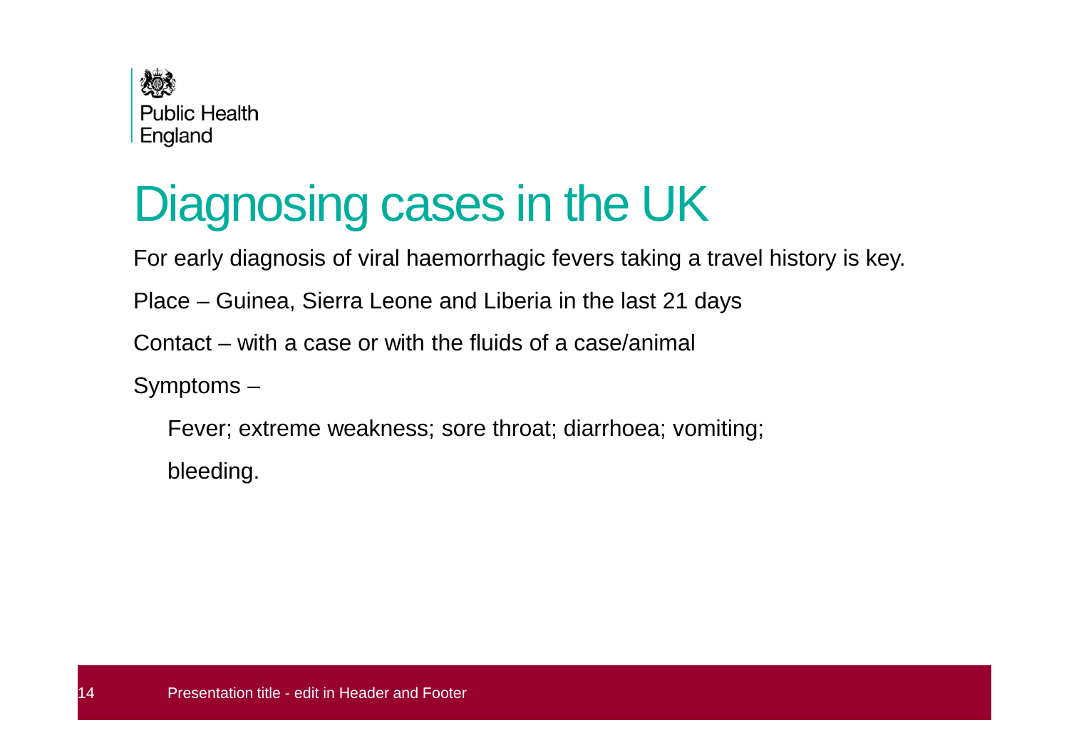Public Health England

# Diagnosing cases in the UK

For early diagnosis of viral haemorrhagic fevers taking a travel history is key.

Place – Guinea, Sierra Leone and Liberia in the last 21 days

Contact – with a case or with the fluids of a case/animal

Symptoms –

Fever; extreme weakness; sore throat; diarrhoea; vomiting;

bleeding.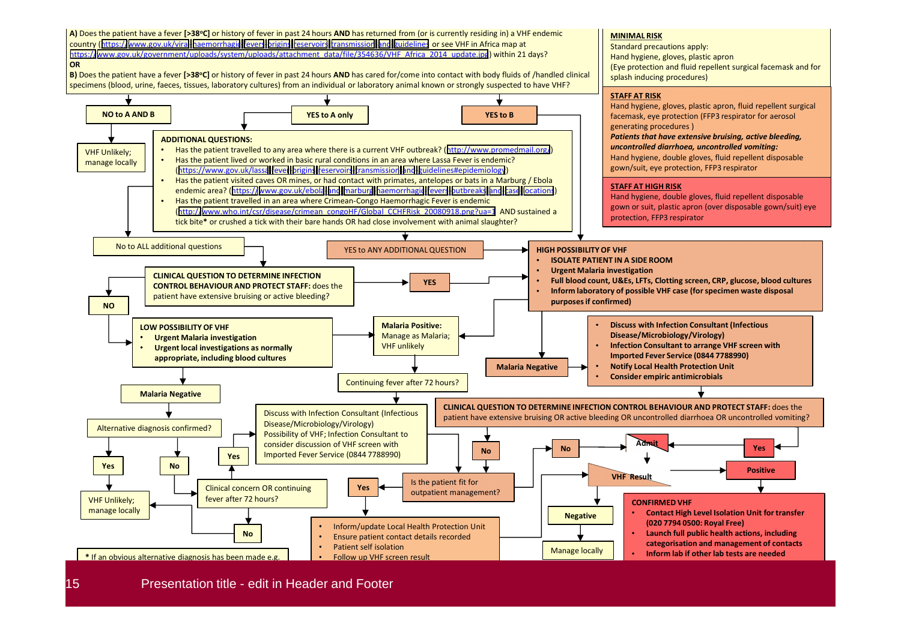**A)** Does the patient have a fever **[>38ºC]** or history of fever in past 24 hours **AND** has returned from (or is currently residing in) a VHF endemic country (https://www.gov.uk/viral-haemorrhagic-fevers-origins-reservoirs-transmission-and-guidelines or see VHF in Africa map at https://www.gov.uk/government/uploads/system/uploads/attachment_data/file/354636/VHF_Africa_2014_update.jpg) within 21 days?

**OR**

**B)** Does the patient have a fever **[>38ºC]** or history of fever in past 24 hours **AND** has cared for/come into contact with body fluids of /handled clinical specimens (blood, urine, faeces, tissues, laboratory cultures) from an individual or laboratory animal known or strongly suspected to have VHF?

**NO to A AND B** → VHF Unlikely; manage locally

**YES to A only** →

**ADDITIONAL QUESTIONS:**

- Has the patient travelled to any area where there is a current VHF outbreak? (http://www.promedmail.org/)
- Has the patient lived or worked in basic rural conditions in an area where Lassa Fever is endemic? (https://www.gov.uk/lassa-fever-origins-reservoirs-transmission-and-guidelines#epidemiology)
- Has the patient visited caves OR mines, or had contact with primates, antelopes or bats in a Marburg / Ebola endemic area? (https://www.gov.uk/ebola-and-marburg-haemorrhagic-fevers-outbreaks-and-case-locations)
- Has the patient travelled in an area where Crimean-Congo Haemorrhagic Fever is endemic (http://www.who.int/csr/disease/crimean_congoHF/Global_CCHFRisk_20080918.png?ua=1 AND sustained a tick bite* or crushed a tick with their bare hands OR had close involvement with animal slaughter?

**YES to B** → HIGH POSSIBILITY OF VHF

No to ALL additional questions →

**CLINICAL QUESTION TO DETERMINE INFECTION CONTROL BEHAVIOUR AND PROTECT STAFF:** does the patient have extensive bruising or active bleeding?

- **YES** → HIGH POSSIBILITY OF VHF
- **NO** → LOW POSSIBILITY OF VHF

YES to ANY ADDITIONAL QUESTION → HIGH POSSIBILITY OF VHF

**LOW POSSIBILITY OF VHF**

- **Urgent Malaria investigation**
- **Urgent local investigations as normally appropriate, including blood cultures**

**Malaria Positive:** Manage as Malaria; VHF unlikely → Continuing fever after 72 hours? → Discuss with Infection Consultant

**Malaria Negative** → Alternative diagnosis confirmed?

- **Yes** → VHF Unlikely; manage locally
- **No** → Clinical concern OR continuing fever after 72 hours?
  - **Yes** → Discuss with Infection Consultant (Infectious Disease/Microbiology/Virology) Possibility of VHF; Infection Consultant to consider discussion of VHF screen with Imported Fever Service (0844 7788990)
  - **No** → VHF Unlikely; manage locally

Discuss with Infection Consultant → Is the patient fit for outpatient management?

**HIGH POSSIBILITY OF VHF**

- **ISOLATE PATIENT IN A SIDE ROOM**
- **Urgent Malaria investigation**
- **Full blood count, U&Es, LFTs, Clotting screen, CRP, glucose, blood cultures**
- **Inform laboratory of possible VHF case (for specimen waste disposal purposes if confirmed)**

Malaria Positive → Manage as Malaria; VHF unlikely

**Malaria Negative** →

- **Discuss with Infection Consultant (Infectious Disease/Microbiology/Virology)**
- **Infection Consultant to arrange VHF screen with Imported Fever Service (0844 7788990)**
- **Notify Local Health Protection Unit**
- **Consider empiric antimicrobials**

**CLINICAL QUESTION TO DETERMINE INFECTION CONTROL BEHAVIOUR AND PROTECT STAFF:** does the patient have extensive bruising OR active bleeding OR uncontrolled diarrhoea OR uncontrolled vomiting?

- **Yes** → Admit
- **No** → Is the patient fit for outpatient management?
  - **No** → Admit
  - **Yes** →
    - Inform/update Local Health Protection Unit
    - Ensure patient contact details recorded
    - Patient self isolation
    - Follow up VHF screen result

**VHF Result**

- **Negative** → Manage locally
- **Positive** → **CONFIRMED VHF**
  - **Contact High Level Isolation Unit for transfer (020 7794 0500: Royal Free)**
  - **Launch full public health actions, including categorisation and management of contacts**
  - **Inform lab if other lab tests are needed**

**MINIMAL RISK**

Standard precautions apply:
Hand hygiene, gloves, plastic apron
(Eye protection and fluid repellent surgical facemask and for splash inducing procedures)

**STAFF AT RISK**

Hand hygiene, gloves, plastic apron, fluid repellent surgical facemask, eye protection (FFP3 respirator for aerosol generating procedures )

***Patients that have extensive bruising, active bleeding, uncontrolled diarrhoea, uncontrolled vomiting:***
Hand hygiene, double gloves, fluid repellent disposable gown/suit, eye protection, FFP3 respirator

**STAFF AT HIGH RISK**

Hand hygiene, double gloves, fluid repellent disposable gown or suit, plastic apron (over disposable gown/suit) eye protection, FFP3 respirator

\* If an obvious alternative diagnosis has been made e.g.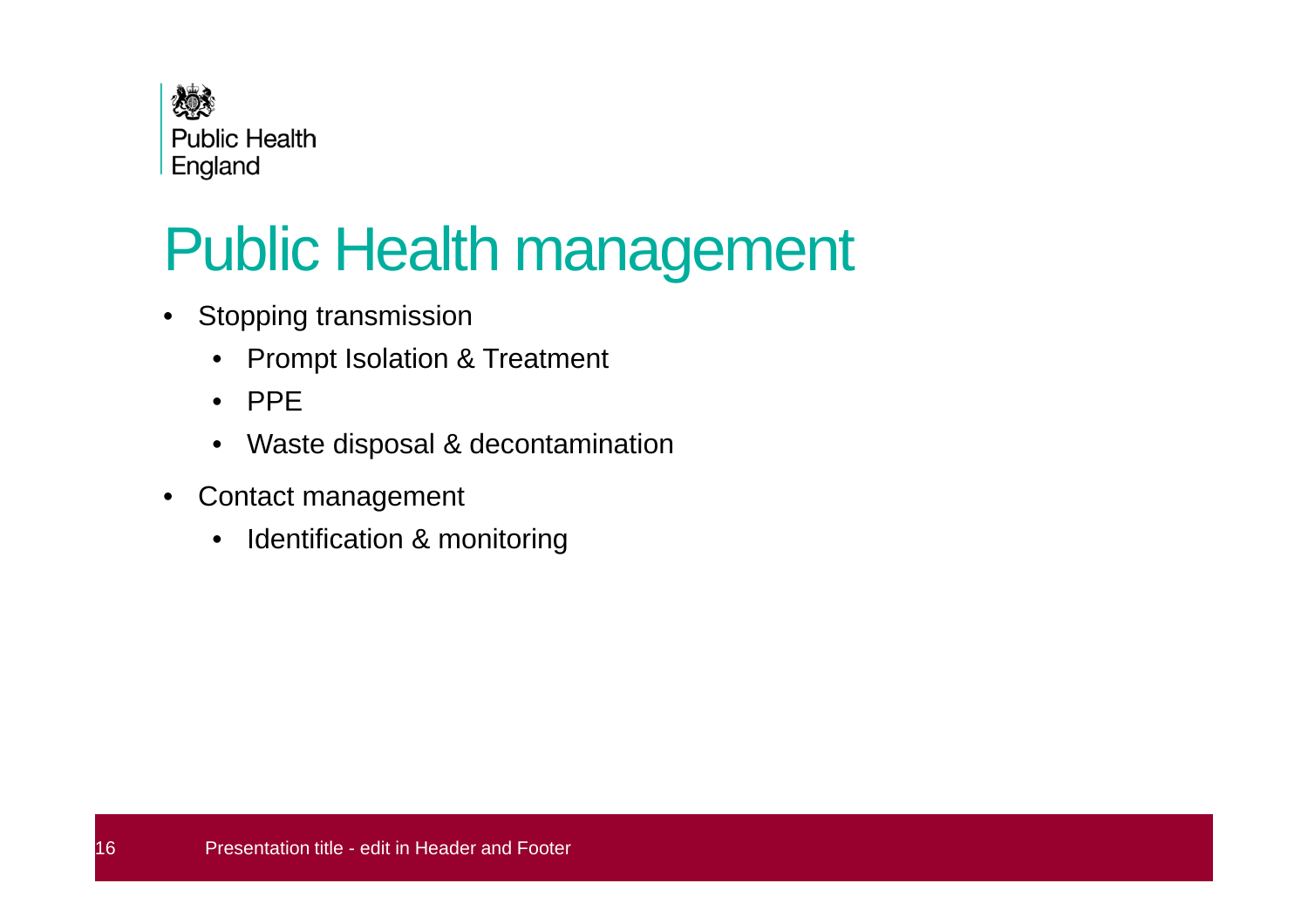# Public Health management

- Stopping transmission
  - Prompt Isolation & Treatment
  - PPE
  - Waste disposal & decontamination
- Contact management
  - Identification & monitoring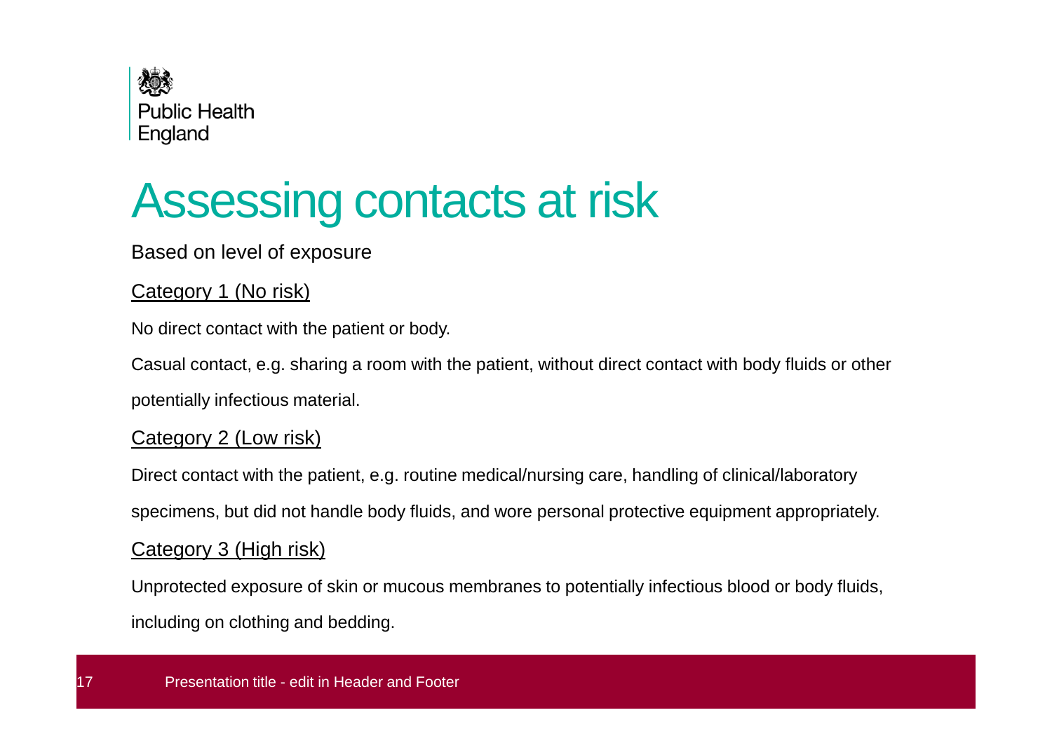# Assessing contacts at risk

Based on level of exposure

Category 1 (No risk)

No direct contact with the patient or body.

Casual contact, e.g. sharing a room with the patient, without direct contact with body fluids or other potentially infectious material.

Category 2 (Low risk)

Direct contact with the patient, e.g. routine medical/nursing care, handling of clinical/laboratory specimens, but did not handle body fluids, and wore personal protective equipment appropriately.

Category 3 (High risk)

Unprotected exposure of skin or mucous membranes to potentially infectious blood or body fluids, including on clothing and bedding.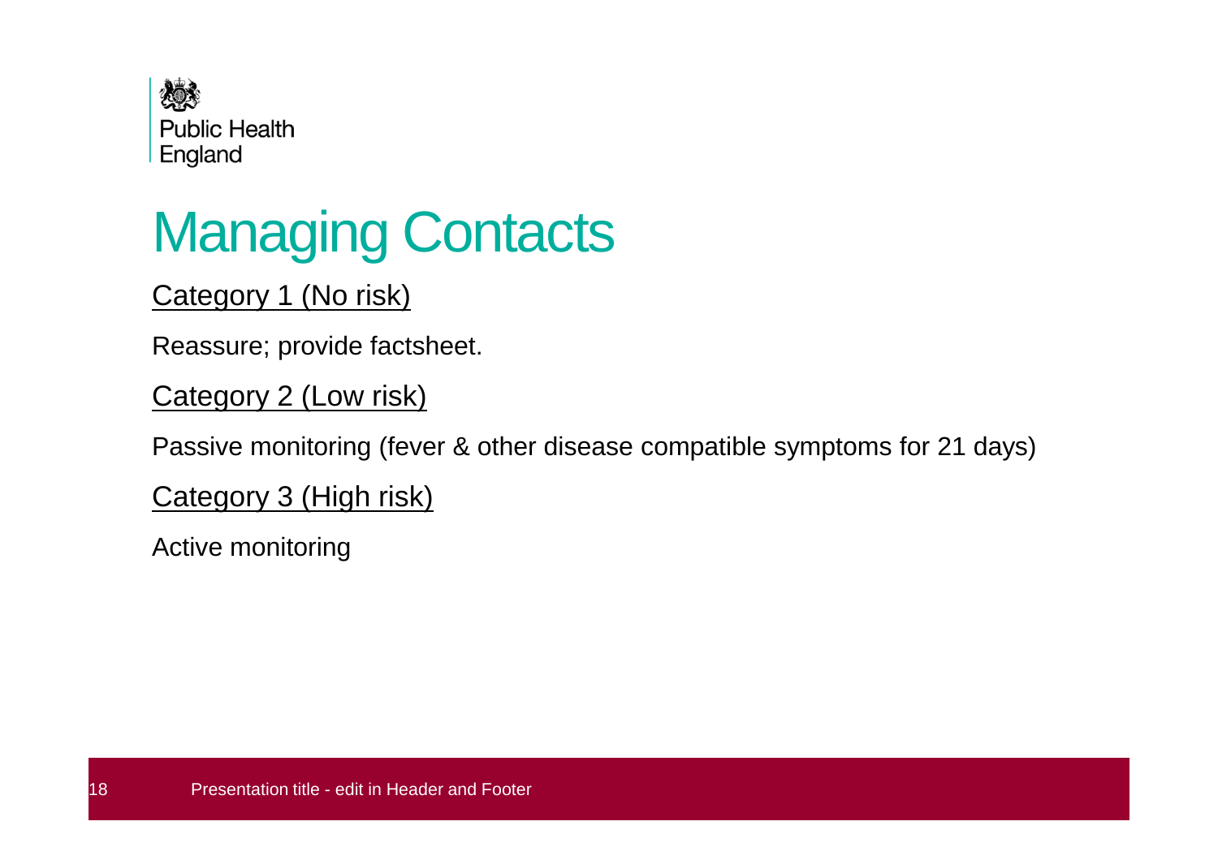# Managing Contacts

Category 1 (No risk)

Reassure; provide factsheet.

Category 2 (Low risk)

Passive monitoring (fever & other disease compatible symptoms for 21 days)

Category 3 (High risk)

Active monitoring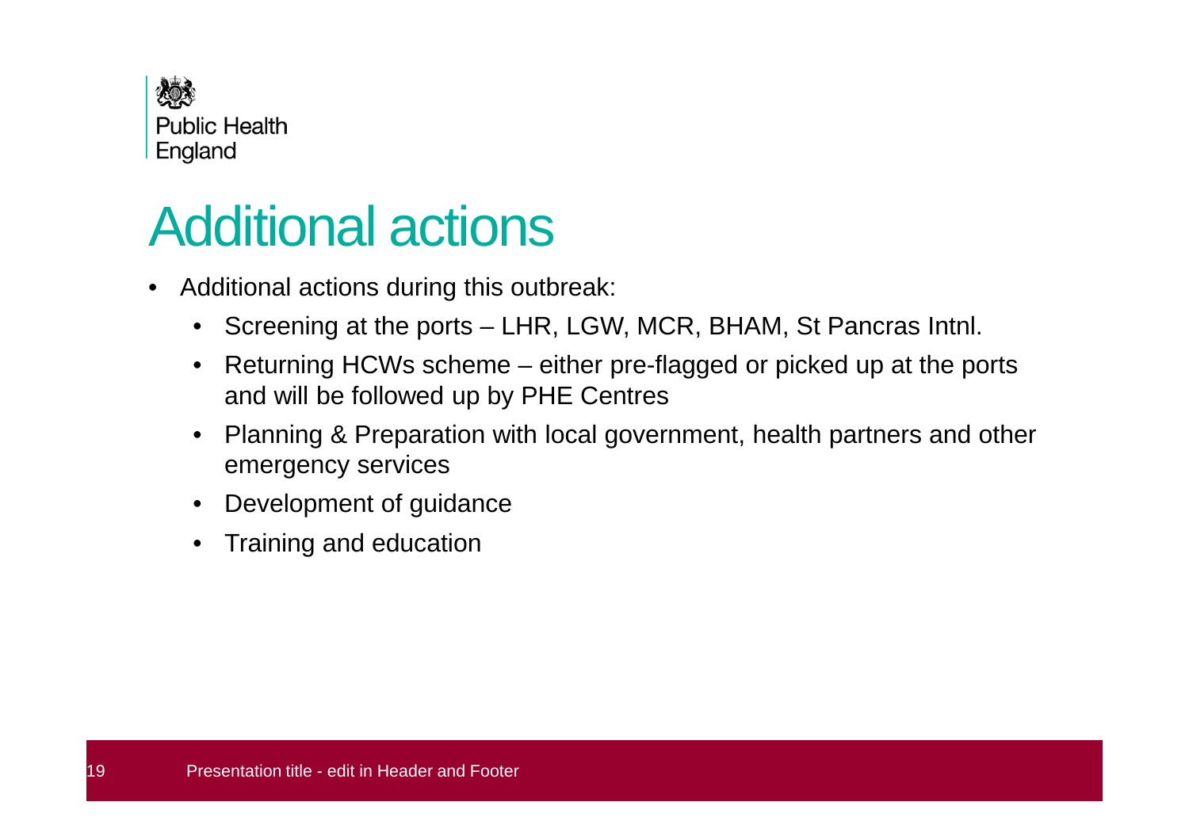# Additional actions

- Additional actions during this outbreak:
  - Screening at the ports – LHR, LGW, MCR, BHAM, St Pancras Intnl.
  - Returning HCWs scheme – either pre-flagged or picked up at the ports and will be followed up by PHE Centres
  - Planning & Preparation with local government, health partners and other emergency services
  - Development of guidance
  - Training and education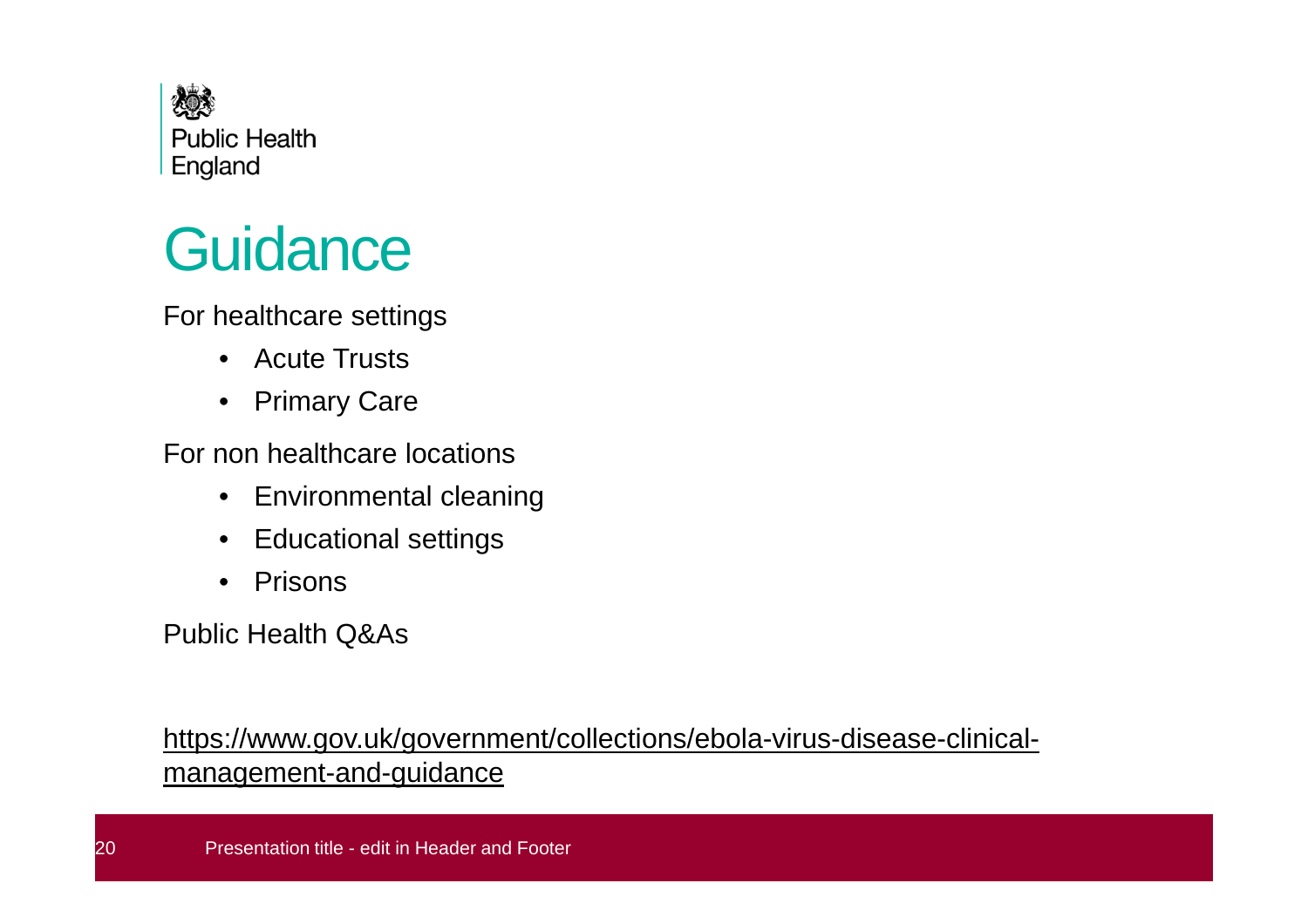# Guidance

For healthcare settings

- Acute Trusts
- Primary Care

For non healthcare locations

- Environmental cleaning
- Educational settings
- Prisons

Public Health Q&As

https://www.gov.uk/government/collections/ebola-virus-disease-clinical-management-and-guidance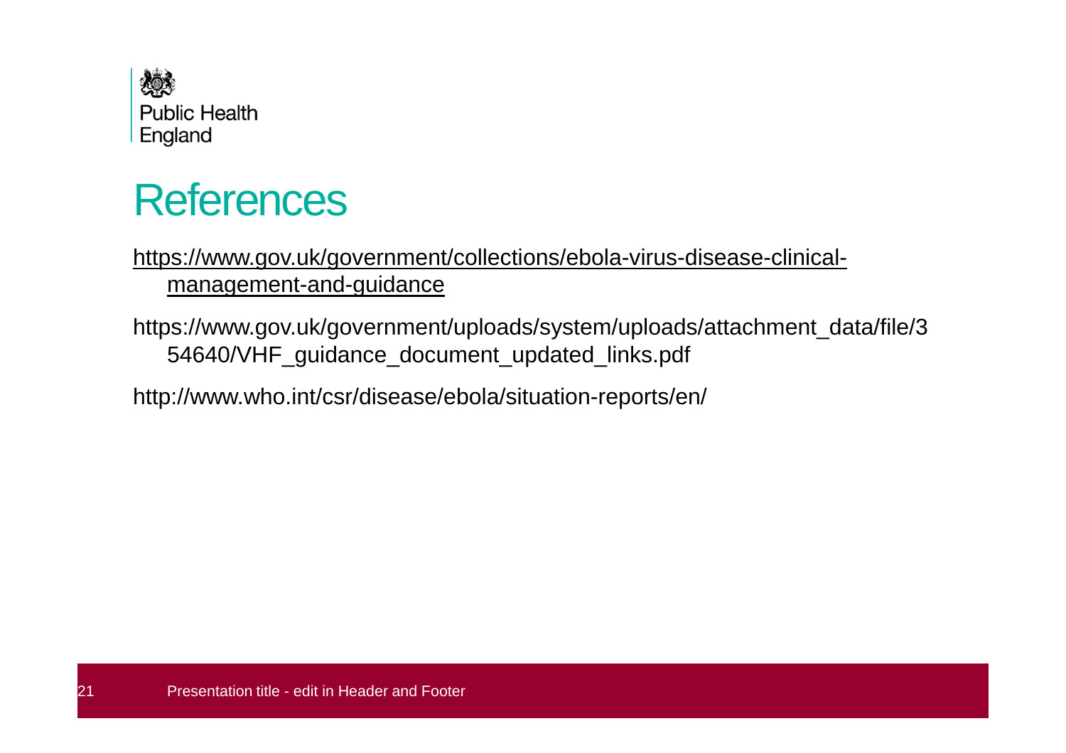Public Health England

# References

https://www.gov.uk/government/collections/ebola-virus-disease-clinical-management-and-guidance

https://www.gov.uk/government/uploads/system/uploads/attachment_data/file/354640/VHF_guidance_document_updated_links.pdf

http://www.who.int/csr/disease/ebola/situation-reports/en/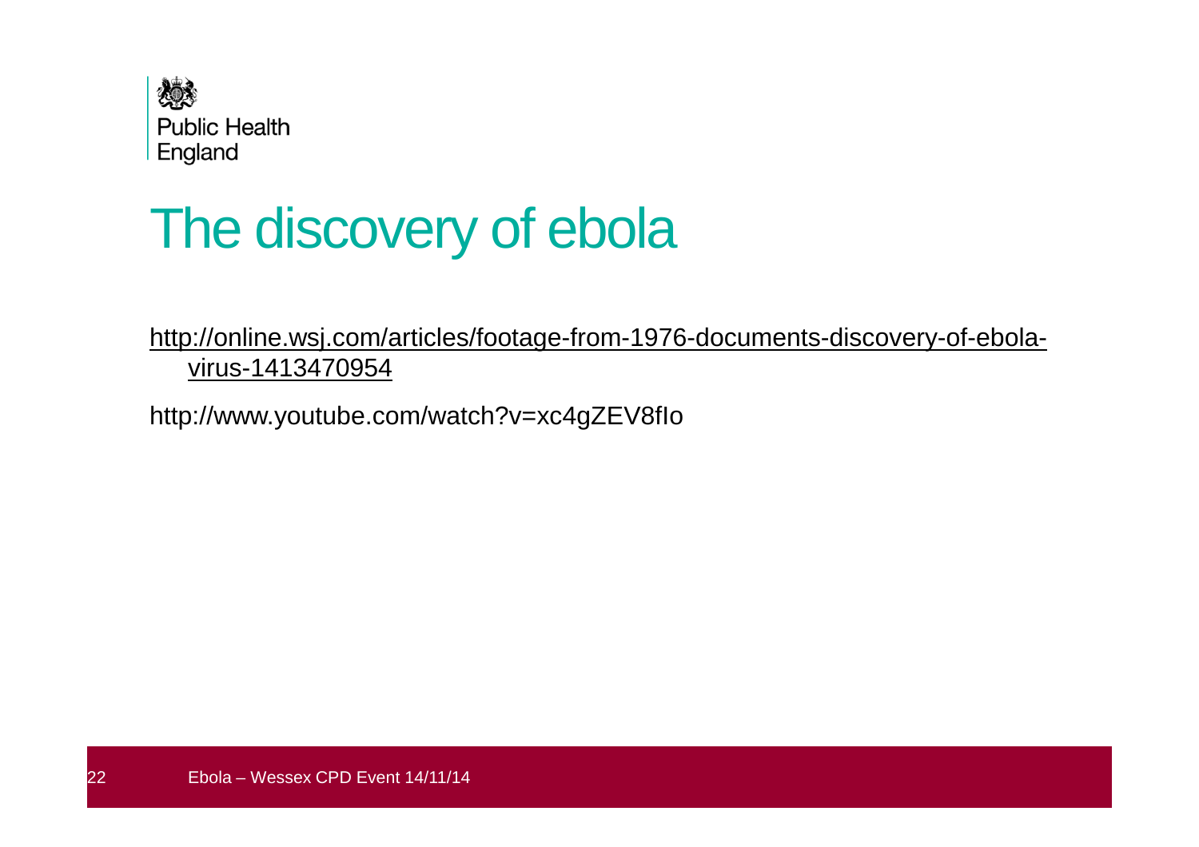# The discovery of ebola

http://online.wsj.com/articles/footage-from-1976-documents-discovery-of-ebola-virus-1413470954

http://www.youtube.com/watch?v=xc4gZEV8fIo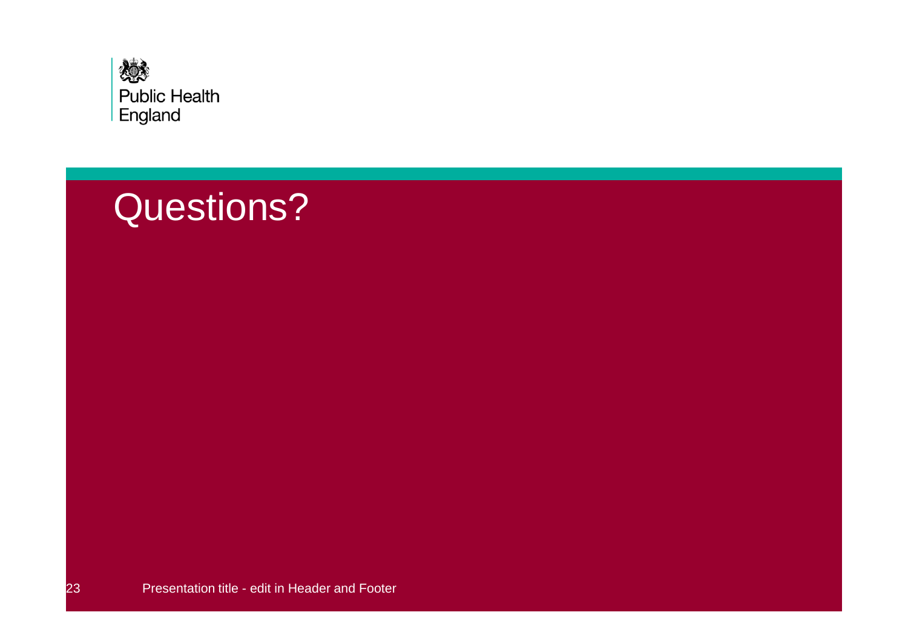Public Health England

# Questions?